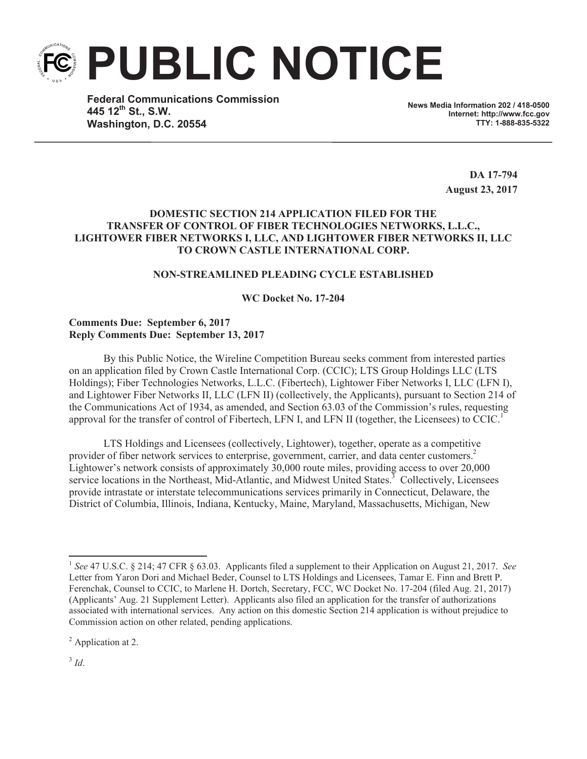# PUBLIC NOTICE

**Federal Communications Commission**
**445 12th St., S.W.**
**Washington, D.C. 20554**

**News Media Information 202 / 418-0500**
**Internet: http://www.fcc.gov**
**TTY: 1-888-835-5322**

**DA 17-794**
**August 23, 2017**

**DOMESTIC SECTION 214 APPLICATION FILED FOR THE TRANSFER OF CONTROL OF FIBER TECHNOLOGIES NETWORKS, L.L.C., LIGHTOWER FIBER NETWORKS I, LLC, AND LIGHTOWER FIBER NETWORKS II, LLC TO CROWN CASTLE INTERNATIONAL CORP.**

**NON-STREAMLINED PLEADING CYCLE ESTABLISHED**

**WC Docket No. 17-204**

**Comments Due: September 6, 2017**
**Reply Comments Due: September 13, 2017**

By this Public Notice, the Wireline Competition Bureau seeks comment from interested parties on an application filed by Crown Castle International Corp. (CCIC); LTS Group Holdings LLC (LTS Holdings); Fiber Technologies Networks, L.L.C. (Fibertech), Lightower Fiber Networks I, LLC (LFN I), and Lightower Fiber Networks II, LLC (LFN II) (collectively, the Applicants), pursuant to Section 214 of the Communications Act of 1934, as amended, and Section 63.03 of the Commission's rules, requesting approval for the transfer of control of Fibertech, LFN I, and LFN II (together, the Licensees) to CCIC.[1]

LTS Holdings and Licensees (collectively, Lightower), together, operate as a competitive provider of fiber network services to enterprise, government, carrier, and data center customers.[2] Lightower's network consists of approximately 30,000 route miles, providing access to over 20,000 service locations in the Northeast, Mid-Atlantic, and Midwest United States.[3] Collectively, Licensees provide intrastate or interstate telecommunications services primarily in Connecticut, Delaware, the District of Columbia, Illinois, Indiana, Kentucky, Maine, Maryland, Massachusetts, Michigan, New

---

[1] *See* 47 U.S.C. § 214; 47 CFR § 63.03. Applicants filed a supplement to their Application on August 21, 2017. *See* Letter from Yaron Dori and Michael Beder, Counsel to LTS Holdings and Licensees, Tamar E. Finn and Brett P. Ferenchak, Counsel to CCIC, to Marlene H. Dortch, Secretary, FCC, WC Docket No. 17-204 (filed Aug. 21, 2017) (Applicants' Aug. 21 Supplement Letter). Applicants also filed an application for the transfer of authorizations associated with international services. Any action on this domestic Section 214 application is without prejudice to Commission action on other related, pending applications.

[2] Application at 2.

[3] *Id*.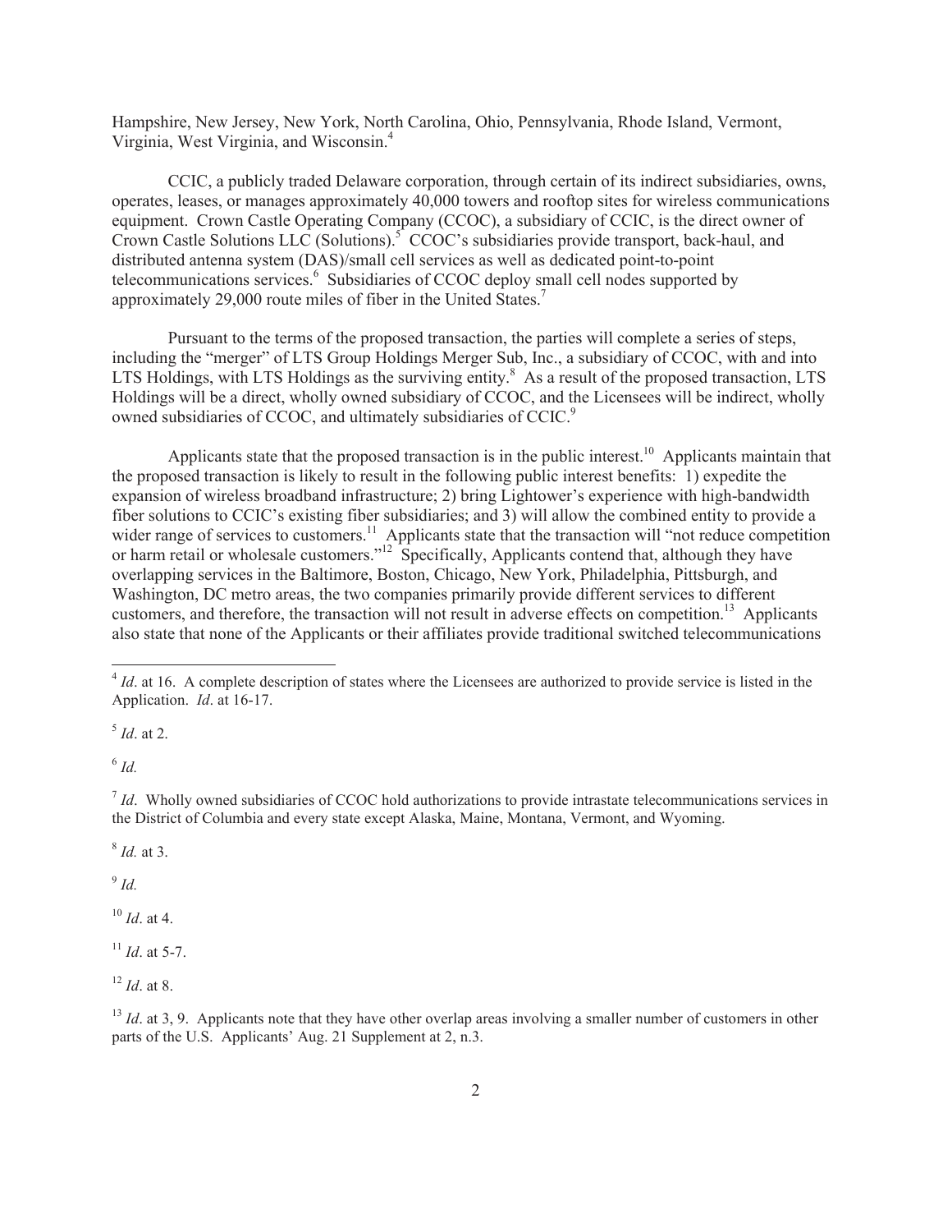Hampshire, New Jersey, New York, North Carolina, Ohio, Pennsylvania, Rhode Island, Vermont, Virginia, West Virginia, and Wisconsin.[4]

CCIC, a publicly traded Delaware corporation, through certain of its indirect subsidiaries, owns, operates, leases, or manages approximately 40,000 towers and rooftop sites for wireless communications equipment. Crown Castle Operating Company (CCOC), a subsidiary of CCIC, is the direct owner of Crown Castle Solutions LLC (Solutions).[5] CCOC's subsidiaries provide transport, back-haul, and distributed antenna system (DAS)/small cell services as well as dedicated point-to-point telecommunications services.[6] Subsidiaries of CCOC deploy small cell nodes supported by approximately 29,000 route miles of fiber in the United States.[7]

Pursuant to the terms of the proposed transaction, the parties will complete a series of steps, including the "merger" of LTS Group Holdings Merger Sub, Inc., a subsidiary of CCOC, with and into LTS Holdings, with LTS Holdings as the surviving entity.[8] As a result of the proposed transaction, LTS Holdings will be a direct, wholly owned subsidiary of CCOC, and the Licensees will be indirect, wholly owned subsidiaries of CCOC, and ultimately subsidiaries of CCIC.[9]

Applicants state that the proposed transaction is in the public interest.[10] Applicants maintain that the proposed transaction is likely to result in the following public interest benefits: 1) expedite the expansion of wireless broadband infrastructure; 2) bring Lightower's experience with high-bandwidth fiber solutions to CCIC's existing fiber subsidiaries; and 3) will allow the combined entity to provide a wider range of services to customers.[11] Applicants state that the transaction will "not reduce competition or harm retail or wholesale customers."[12] Specifically, Applicants contend that, although they have overlapping services in the Baltimore, Boston, Chicago, New York, Philadelphia, Pittsburgh, and Washington, DC metro areas, the two companies primarily provide different services to different customers, and therefore, the transaction will not result in adverse effects on competition.[13] Applicants also state that none of the Applicants or their affiliates provide traditional switched telecommunications

---

[4] *Id*. at 16. A complete description of states where the Licensees are authorized to provide service is listed in the Application. *Id*. at 16-17.

[5] *Id*. at 2.

[6] *Id.*

[7] *Id*. Wholly owned subsidiaries of CCOC hold authorizations to provide intrastate telecommunications services in the District of Columbia and every state except Alaska, Maine, Montana, Vermont, and Wyoming.

[8] *Id.* at 3.

[9] *Id.*

[10] *Id*. at 4.

[11] *Id*. at 5-7.

[12] *Id*. at 8.

[13] *Id*. at 3, 9. Applicants note that they have other overlap areas involving a smaller number of customers in other parts of the U.S. Applicants' Aug. 21 Supplement at 2, n.3.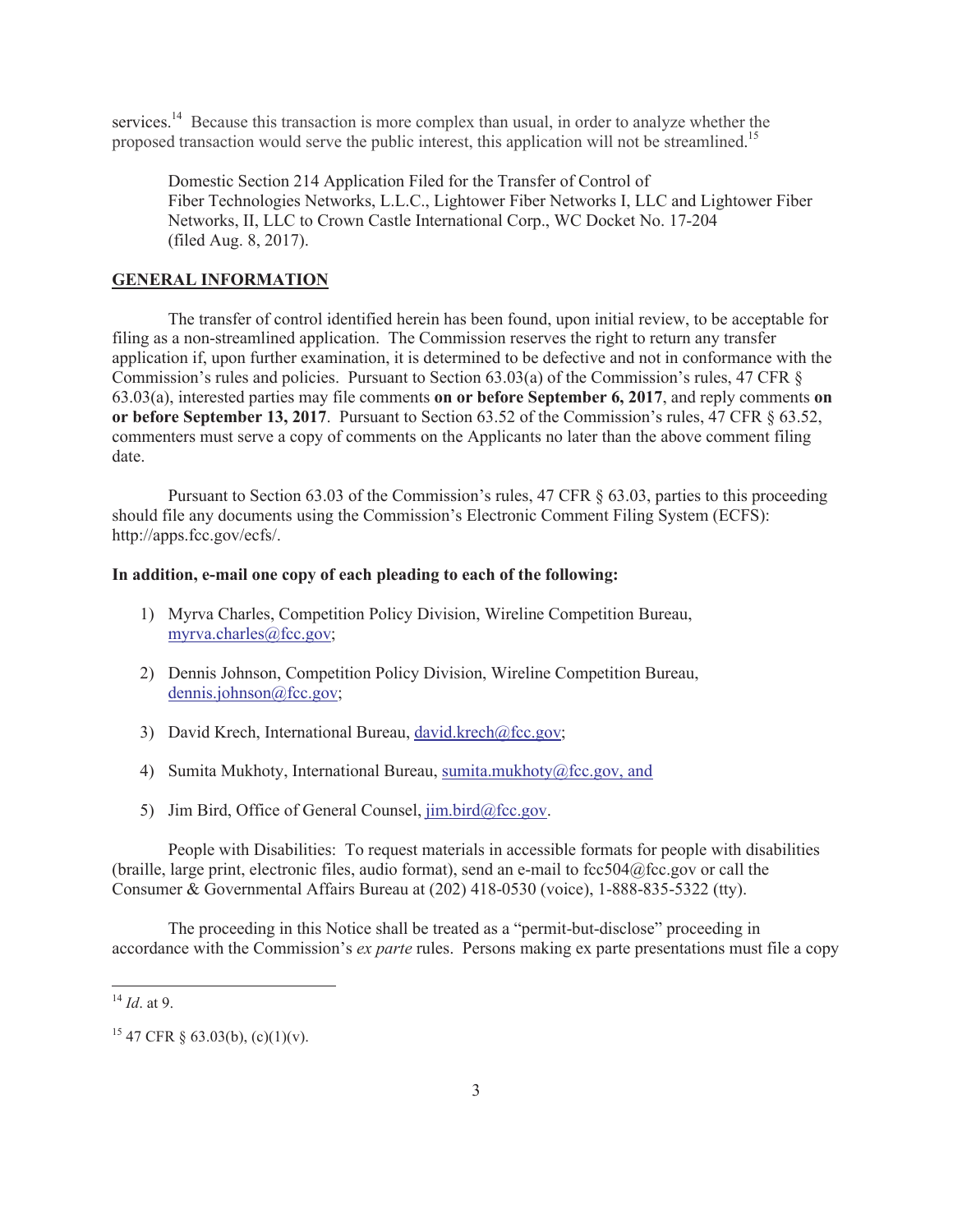services.[14] Because this transaction is more complex than usual, in order to analyze whether the proposed transaction would serve the public interest, this application will not be streamlined.[15]

> Domestic Section 214 Application Filed for the Transfer of Control of Fiber Technologies Networks, L.L.C., Lightower Fiber Networks I, LLC and Lightower Fiber Networks, II, LLC to Crown Castle International Corp., WC Docket No. 17-204 (filed Aug. 8, 2017).

## GENERAL INFORMATION

The transfer of control identified herein has been found, upon initial review, to be acceptable for filing as a non-streamlined application. The Commission reserves the right to return any transfer application if, upon further examination, it is determined to be defective and not in conformance with the Commission's rules and policies. Pursuant to Section 63.03(a) of the Commission's rules, 47 CFR § 63.03(a), interested parties may file comments **on or before September 6, 2017**, and reply comments **on or before September 13, 2017**. Pursuant to Section 63.52 of the Commission's rules, 47 CFR § 63.52, commenters must serve a copy of comments on the Applicants no later than the above comment filing date.

Pursuant to Section 63.03 of the Commission's rules, 47 CFR § 63.03, parties to this proceeding should file any documents using the Commission's Electronic Comment Filing System (ECFS): http://apps.fcc.gov/ecfs/.

**In addition, e-mail one copy of each pleading to each of the following:**

1) Myrva Charles, Competition Policy Division, Wireline Competition Bureau, myrva.charles@fcc.gov;

2) Dennis Johnson, Competition Policy Division, Wireline Competition Bureau, dennis.johnson@fcc.gov;

3) David Krech, International Bureau, david.krech@fcc.gov;

4) Sumita Mukhoty, International Bureau, sumita.mukhoty@fcc.gov, and

5) Jim Bird, Office of General Counsel, jim.bird@fcc.gov.

People with Disabilities: To request materials in accessible formats for people with disabilities (braille, large print, electronic files, audio format), send an e-mail to fcc504@fcc.gov or call the Consumer & Governmental Affairs Bureau at (202) 418-0530 (voice), 1-888-835-5322 (tty).

The proceeding in this Notice shall be treated as a "permit-but-disclose" proceeding in accordance with the Commission's *ex parte* rules. Persons making ex parte presentations must file a copy

---

[14] *Id*. at 9.

[15] 47 CFR § 63.03(b), (c)(1)(v).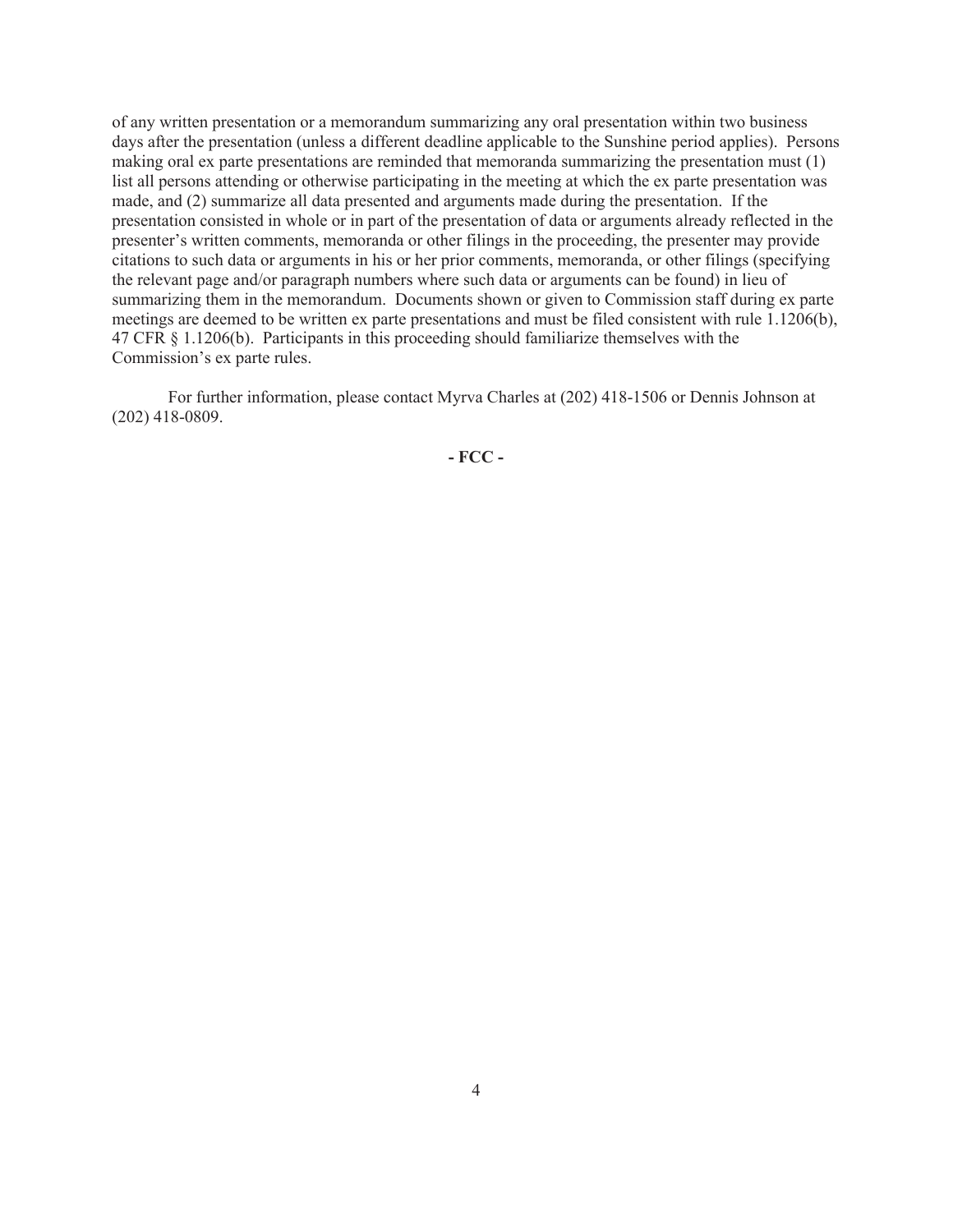of any written presentation or a memorandum summarizing any oral presentation within two business days after the presentation (unless a different deadline applicable to the Sunshine period applies). Persons making oral ex parte presentations are reminded that memoranda summarizing the presentation must (1) list all persons attending or otherwise participating in the meeting at which the ex parte presentation was made, and (2) summarize all data presented and arguments made during the presentation. If the presentation consisted in whole or in part of the presentation of data or arguments already reflected in the presenter's written comments, memoranda or other filings in the proceeding, the presenter may provide citations to such data or arguments in his or her prior comments, memoranda, or other filings (specifying the relevant page and/or paragraph numbers where such data or arguments can be found) in lieu of summarizing them in the memorandum. Documents shown or given to Commission staff during ex parte meetings are deemed to be written ex parte presentations and must be filed consistent with rule 1.1206(b), 47 CFR § 1.1206(b). Participants in this proceeding should familiarize themselves with the Commission's ex parte rules.

For further information, please contact Myrva Charles at (202) 418-1506 or Dennis Johnson at (202) 418-0809.

**- FCC -**